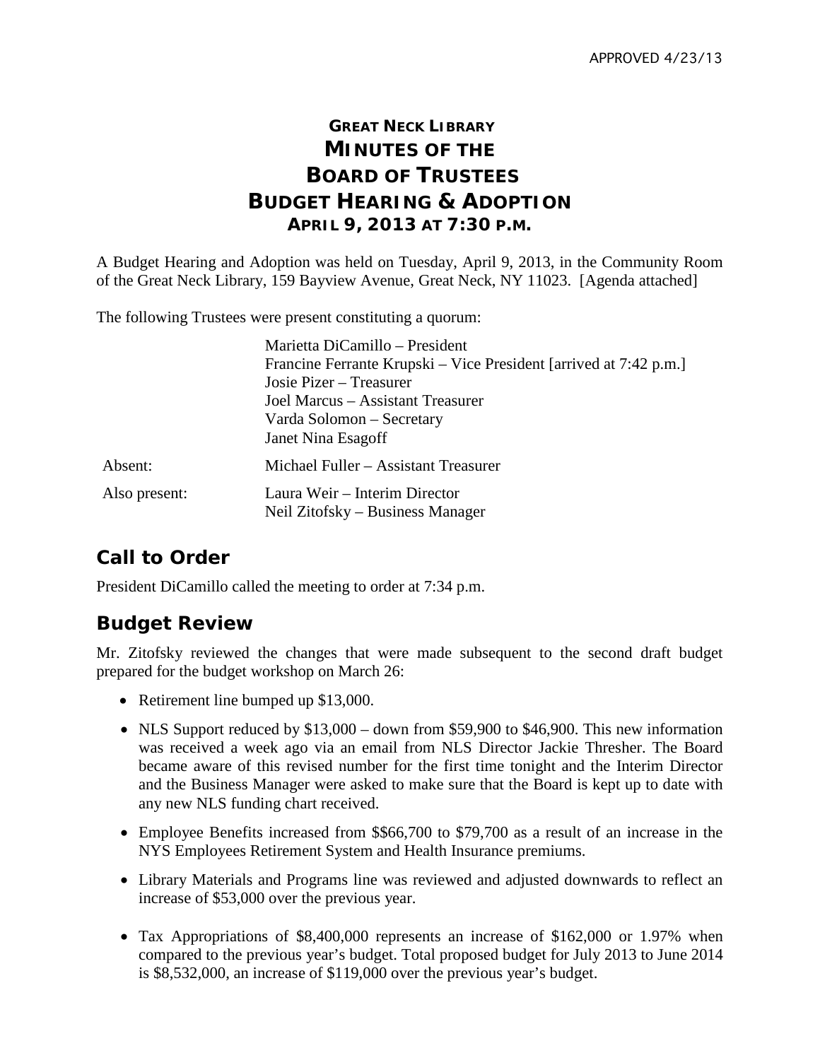APPROVED 4/23/13

# GREAT NECK LIBRARY
# MINUTES OF THE
# BOARD OF TRUSTEES
# BUDGET HEARING & ADOPTION
### APRIL 9, 2013 AT 7:30 P.M.

A Budget Hearing and Adoption was held on Tuesday, April 9, 2013, in the Community Room of the Great Neck Library, 159 Bayview Avenue, Great Neck, NY 11023. [Agenda attached]

The following Trustees were present constituting a quorum:

Marietta DiCamillo – President
Francine Ferrante Krupski – Vice President [arrived at 7:42 p.m.]
Josie Pizer – Treasurer
Joel Marcus – Assistant Treasurer
Varda Solomon – Secretary
Janet Nina Esagoff

Absent: Michael Fuller – Assistant Treasurer

Also present: Laura Weir – Interim Director
Neil Zitofsky – Business Manager

## Call to Order

President DiCamillo called the meeting to order at 7:34 p.m.

## Budget Review

Mr. Zitofsky reviewed the changes that were made subsequent to the second draft budget prepared for the budget workshop on March 26:

- Retirement line bumped up $13,000.
- NLS Support reduced by $13,000 – down from $59,900 to $46,900. This new information was received a week ago via an email from NLS Director Jackie Thresher. The Board became aware of this revised number for the first time tonight and the Interim Director and the Business Manager were asked to make sure that the Board is kept up to date with any new NLS funding chart received.
- Employee Benefits increased from $$66,700 to $79,700 as a result of an increase in the NYS Employees Retirement System and Health Insurance premiums.
- Library Materials and Programs line was reviewed and adjusted downwards to reflect an increase of $53,000 over the previous year.
- Tax Appropriations of $8,400,000 represents an increase of $162,000 or 1.97% when compared to the previous year's budget. Total proposed budget for July 2013 to June 2014 is $8,532,000, an increase of $119,000 over the previous year's budget.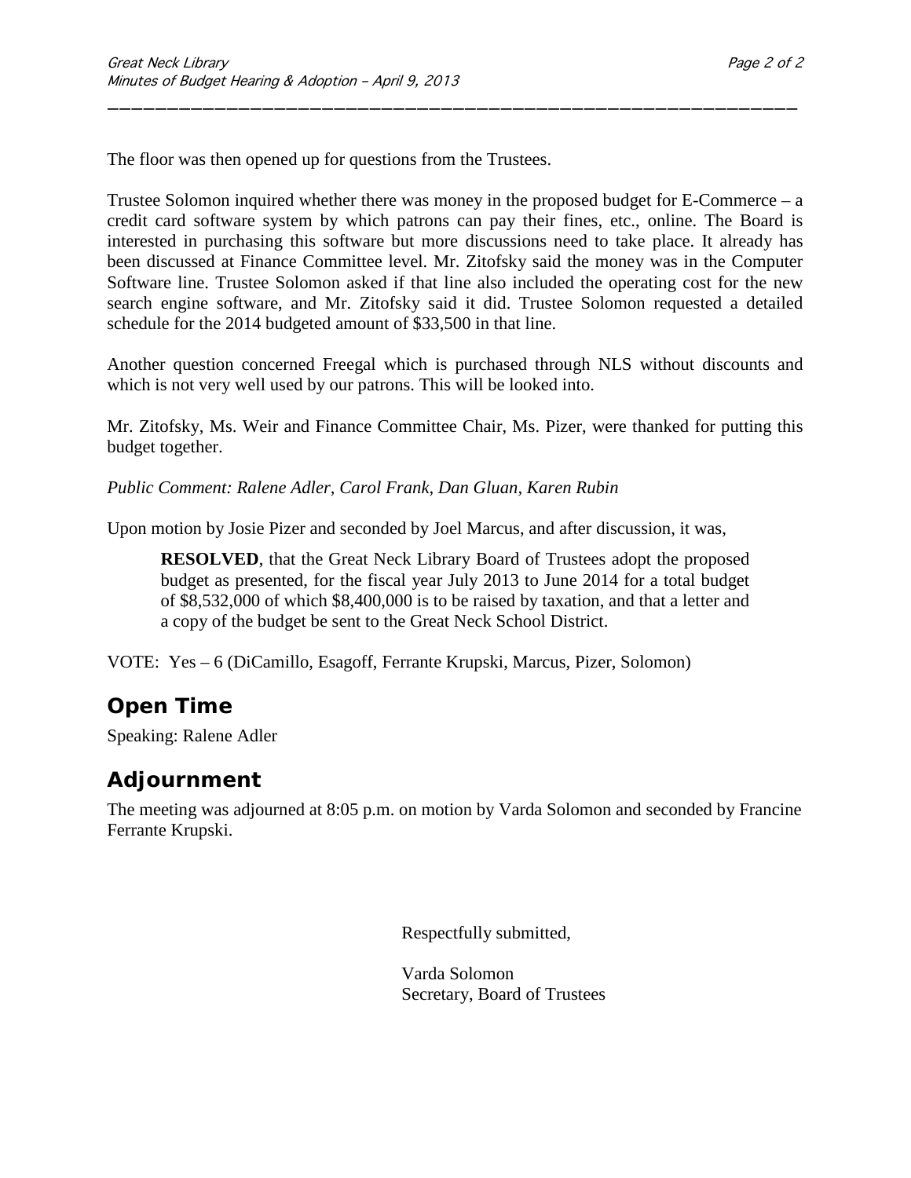The floor was then opened up for questions from the Trustees.

Trustee Solomon inquired whether there was money in the proposed budget for E-Commerce – a credit card software system by which patrons can pay their fines, etc., online. The Board is interested in purchasing this software but more discussions need to take place. It already has been discussed at Finance Committee level. Mr. Zitofsky said the money was in the Computer Software line. Trustee Solomon asked if that line also included the operating cost for the new search engine software, and Mr. Zitofsky said it did. Trustee Solomon requested a detailed schedule for the 2014 budgeted amount of $33,500 in that line.

Another question concerned Freegal which is purchased through NLS without discounts and which is not very well used by our patrons. This will be looked into.

Mr. Zitofsky, Ms. Weir and Finance Committee Chair, Ms. Pizer, were thanked for putting this budget together.

*Public Comment: Ralene Adler, Carol Frank, Dan Gluan, Karen Rubin*

Upon motion by Josie Pizer and seconded by Joel Marcus, and after discussion, it was,

> **RESOLVED**, that the Great Neck Library Board of Trustees adopt the proposed budget as presented, for the fiscal year July 2013 to June 2014 for a total budget of $8,532,000 of which $8,400,000 is to be raised by taxation, and that a letter and a copy of the budget be sent to the Great Neck School District.

VOTE: Yes – 6 (DiCamillo, Esagoff, Ferrante Krupski, Marcus, Pizer, Solomon)

## Open Time

Speaking: Ralene Adler

## Adjournment

The meeting was adjourned at 8:05 p.m. on motion by Varda Solomon and seconded by Francine Ferrante Krupski.

Respectfully submitted,

Varda Solomon
Secretary, Board of Trustees